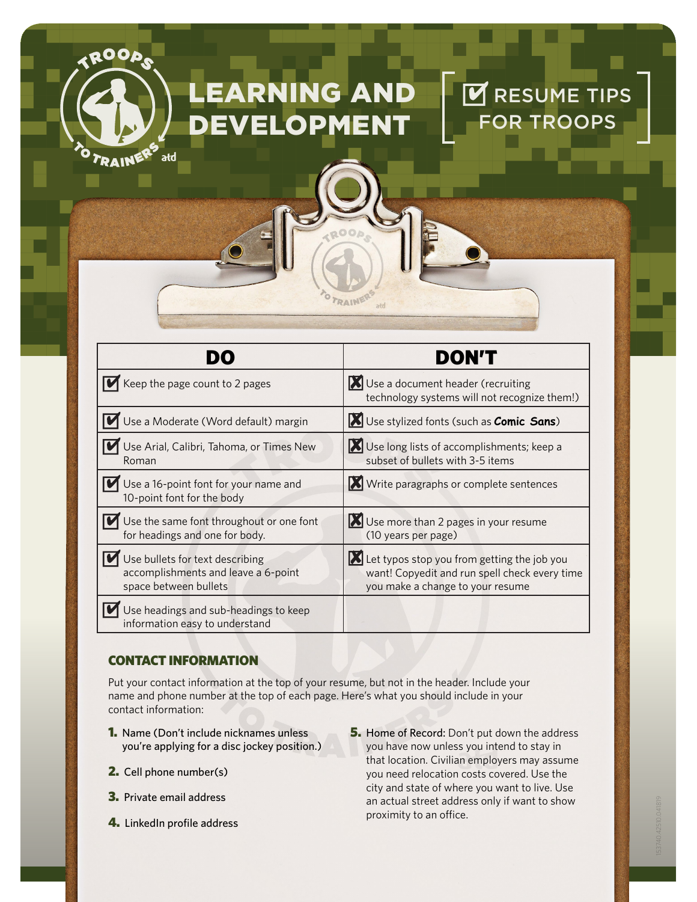# LEARNING AND DEVELOPMENT

## RESUME TIPS FOR TROOPS

| DO | DON'T |
|---|---|
| Keep the page count to 2 pages | Use a document header (recruiting technology systems will not recognize them!) |
| Use a Moderate (Word default) margin | Use stylized fonts (such as **Comic Sans**) |
| Use Arial, Calibri, Tahoma, or Times New Roman | Use long lists of accomplishments; keep a subset of bullets with 3-5 items |
| Use a 16-point font for your name and 10-point font for the body | Write paragraphs or complete sentences |
| Use the same font throughout or one font for headings and one for body. | Use more than 2 pages in your resume (10 years per page) |
| Use bullets for text describing accomplishments and leave a 6-point space between bullets | Let typos stop you from getting the job you want! Copyedit and run spell check every time you make a change to your resume |
| Use headings and sub-headings to keep information easy to understand | |

### CONTACT INFORMATION

Put your contact information at the top of your resume, but not in the header. Include your name and phone number at the top of each page. Here's what you should include in your contact information:

1. Name (Don't include nicknames unless you're applying for a disc jockey position.)
2. Cell phone number(s)
3. Private email address
4. LinkedIn profile address
5. Home of Record: Don't put down the address you have now unless you intend to stay in that location. Civilian employers may assume you need relocation costs covered. Use the city and state of where you want to live. Use an actual street address only if want to show proximity to an office.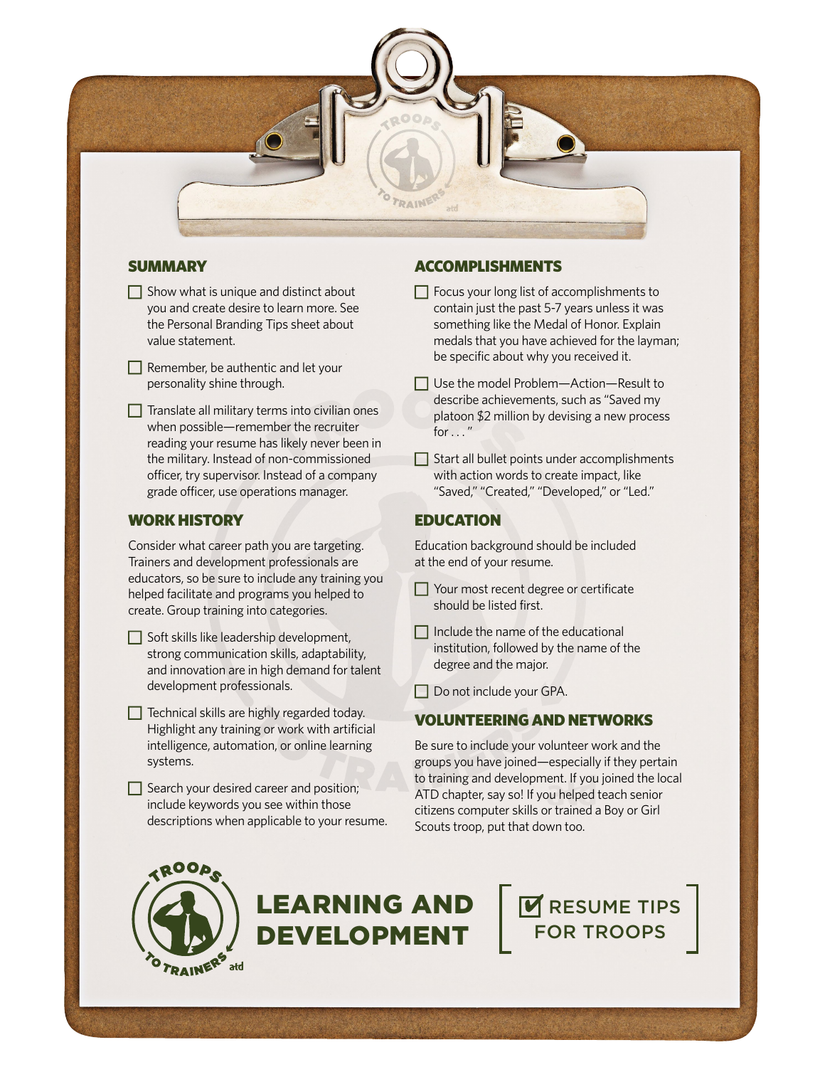## SUMMARY

- ☐ Show what is unique and distinct about you and create desire to learn more. See the Personal Branding Tips sheet about value statement.
- ☐ Remember, be authentic and let your personality shine through.
- ☐ Translate all military terms into civilian ones when possible—remember the recruiter reading your resume has likely never been in the military. Instead of non-commissioned officer, try supervisor. Instead of a company grade officer, use operations manager.

## WORK HISTORY

Consider what career path you are targeting. Trainers and development professionals are educators, so be sure to include any training you helped facilitate and programs you helped to create. Group training into categories.

- ☐ Soft skills like leadership development, strong communication skills, adaptability, and innovation are in high demand for talent development professionals.
- ☐ Technical skills are highly regarded today. Highlight any training or work with artificial intelligence, automation, or online learning systems.
- ☐ Search your desired career and position; include keywords you see within those descriptions when applicable to your resume.

## ACCOMPLISHMENTS

- ☐ Focus your long list of accomplishments to contain just the past 5-7 years unless it was something like the Medal of Honor. Explain medals that you have achieved for the layman; be specific about why you received it.
- ☐ Use the model Problem—Action—Result to describe achievements, such as "Saved my platoon $2 million by devising a new process for . . . "
- ☐ Start all bullet points under accomplishments with action words to create impact, like "Saved," "Created," "Developed," or "Led."

## EDUCATION

Education background should be included at the end of your resume.

- ☐ Your most recent degree or certificate should be listed first.
- ☐ Include the name of the educational institution, followed by the name of the degree and the major.
- ☐ Do not include your GPA.

## VOLUNTEERING AND NETWORKS

Be sure to include your volunteer work and the groups you have joined—especially if they pertain to training and development. If you joined the local ATD chapter, say so! If you helped teach senior citizens computer skills or trained a Boy or Girl Scouts troop, put that down too.

TROOPS TO TRAINERS atd

**LEARNING AND DEVELOPMENT**

☑ RESUME TIPS FOR TROOPS